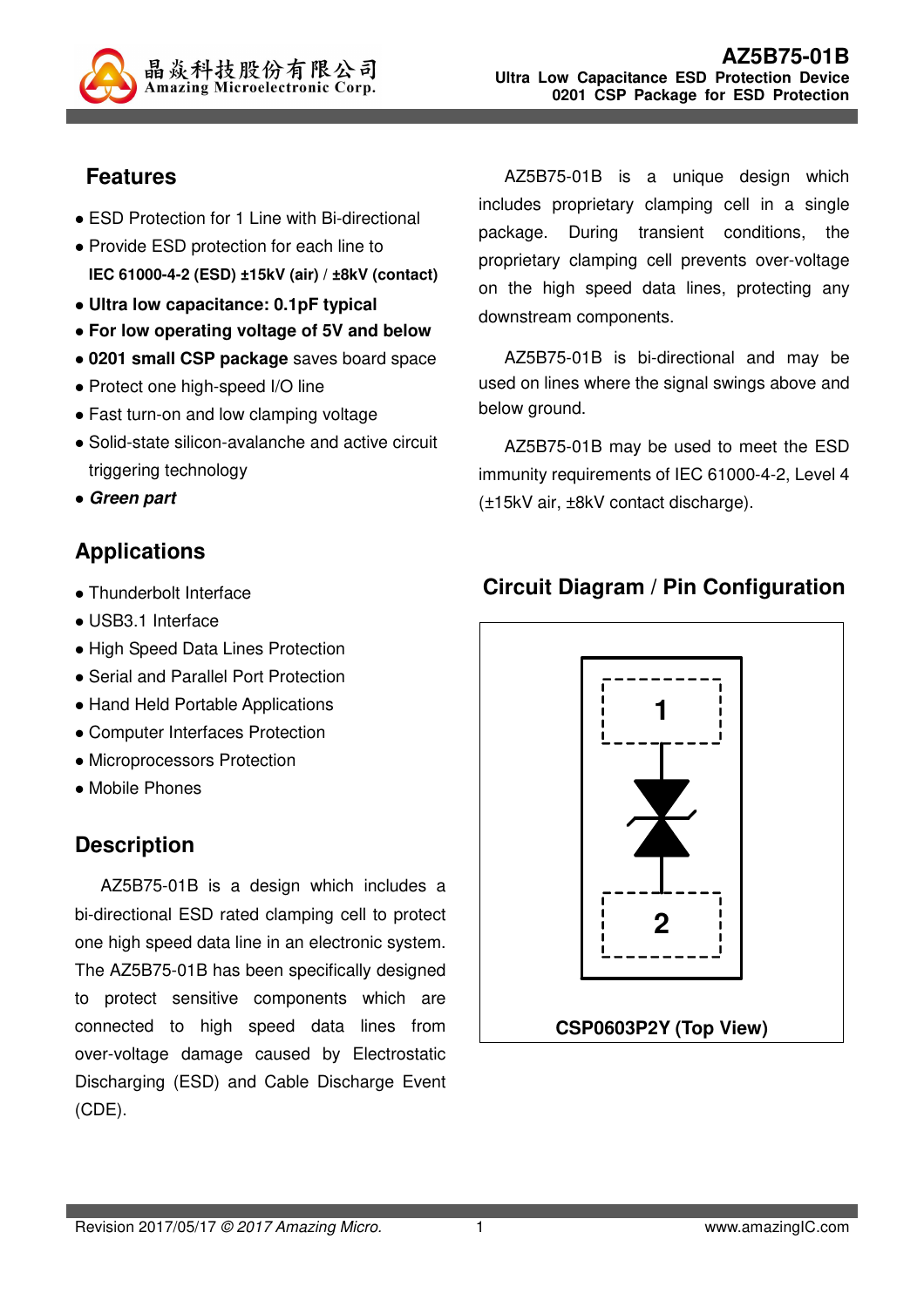晶焱科技股份有限公司
Amazing Microelectronic Corp.

# AZ5B75-01B

**Ultra Low Capacitance ESD Protection Device**
**0201 CSP Package for ESD Protection**

## Features

- ESD Protection for 1 Line with Bi-directional
- Provide ESD protection for each line to
  **IEC 61000-4-2 (ESD) ±15kV (air) / ±8kV (contact)**
- **Ultra low capacitance: 0.1pF typical**
- **For low operating voltage of 5V and below**
- **0201 small CSP package** saves board space
- Protect one high-speed I/O line
- Fast turn-on and low clamping voltage
- Solid-state silicon-avalanche and active circuit triggering technology
- ***Green part***

## Applications

- Thunderbolt Interface
- USB3.1 Interface
- High Speed Data Lines Protection
- Serial and Parallel Port Protection
- Hand Held Portable Applications
- Computer Interfaces Protection
- Microprocessors Protection
- Mobile Phones

## Description

AZ5B75-01B is a design which includes a bi-directional ESD rated clamping cell to protect one high speed data line in an electronic system. The AZ5B75-01B has been specifically designed to protect sensitive components which are connected to high speed data lines from over-voltage damage caused by Electrostatic Discharging (ESD) and Cable Discharge Event (CDE).

AZ5B75-01B is a unique design which includes proprietary clamping cell in a single package. During transient conditions, the proprietary clamping cell prevents over-voltage on the high speed data lines, protecting any downstream components.

AZ5B75-01B is bi-directional and may be used on lines where the signal swings above and below ground.

AZ5B75-01B may be used to meet the ESD immunity requirements of IEC 61000-4-2, Level 4 (±15kV air, ±8kV contact discharge).

## Circuit Diagram / Pin Configuration

1

2

**CSP0603P2Y (Top View)**

Revision 2017/05/17 *© 2017 Amazing Micro.*

www.amazingIC.com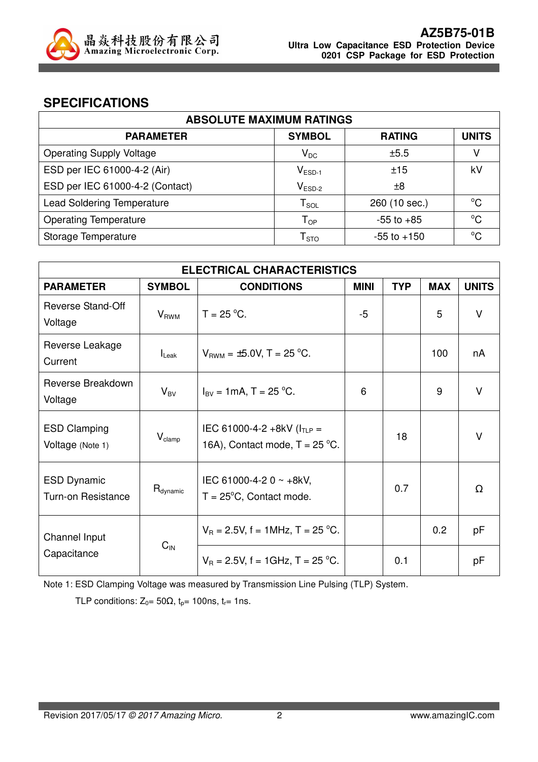## SPECIFICATIONS

| ABSOLUTE MAXIMUM RATINGS | | | |
|---|---|---|---|
| **PARAMETER** | **SYMBOL** | **RATING** | **UNITS** |
| Operating Supply Voltage | $V_{DC}$ | ±5.5 | V |
| ESD per IEC 61000-4-2 (Air) | $V_{ESD-1}$ | ±15 | kV |
| ESD per IEC 61000-4-2 (Contact) | $V_{ESD-2}$ | ±8 | |
| Lead Soldering Temperature | $T_{SOL}$ | 260 (10 sec.) | °C |
| Operating Temperature | $T_{OP}$ | -55 to +85 | °C |
| Storage Temperature | $T_{STO}$ | -55 to +150 | °C |

| ELECTRICAL CHARACTERISTICS | | | | | | |
|---|---|---|---|---|---|---|
| **PARAMETER** | **SYMBOL** | **CONDITIONS** | **MINI** | **TYP** | **MAX** | **UNITS** |
| Reverse Stand-Off Voltage | $V_{RWM}$ | T = 25 °C. | -5 | | 5 | V |
| Reverse Leakage Current | $I_{Leak}$ | $V_{RWM}$ = ±5.0V, T = 25 °C. | | | 100 | nA |
| Reverse Breakdown Voltage | $V_{BV}$ | $I_{BV}$ = 1mA, T = 25 °C. | 6 | | 9 | V |
| ESD Clamping Voltage (Note 1) | $V_{clamp}$ | IEC 61000-4-2 +8kV ($I_{TLP}$ = 16A), Contact mode, T = 25 °C. | | 18 | | V |
| ESD Dynamic Turn-on Resistance | $R_{dynamic}$ | IEC 61000-4-2 0 ~ +8kV, T = 25°C, Contact mode. | | 0.7 | | Ω |
| Channel Input Capacitance | $C_{IN}$ | $V_R$ = 2.5V, f = 1MHz, T = 25 °C. | | | 0.2 | pF |
| | | $V_R$ = 2.5V, f = 1GHz, T = 25 °C. | | 0.1 | | pF |

Note 1: ESD Clamping Voltage was measured by Transmission Line Pulsing (TLP) System.

TLP conditions: $Z_0$= 50Ω, $t_p$= 100ns, $t_r$= 1ns.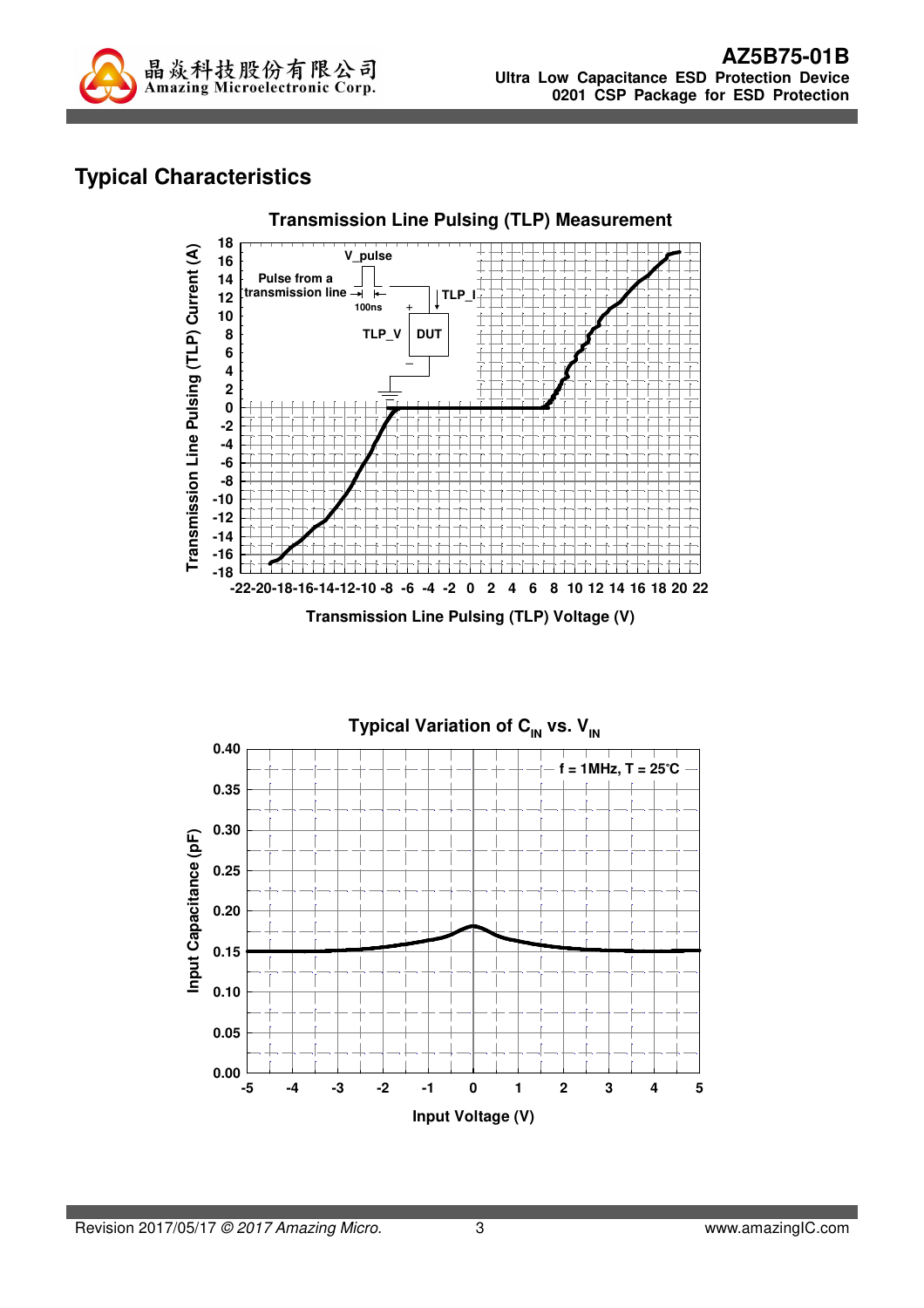## Typical Characteristics

**Transmission Line Pulsing (TLP) Measurement**

V_pulse

Pulse from a transmission line

100ns

TLP_I

TLP_V

DUT

Transmission Line Pulsing (TLP) Current (A)

Transmission Line Pulsing (TLP) Voltage (V)

**Typical Variation of $C_{IN}$ vs. $V_{IN}$**

f = 1MHz, T = 25°C

Input Capacitance (pF)

Input Voltage (V)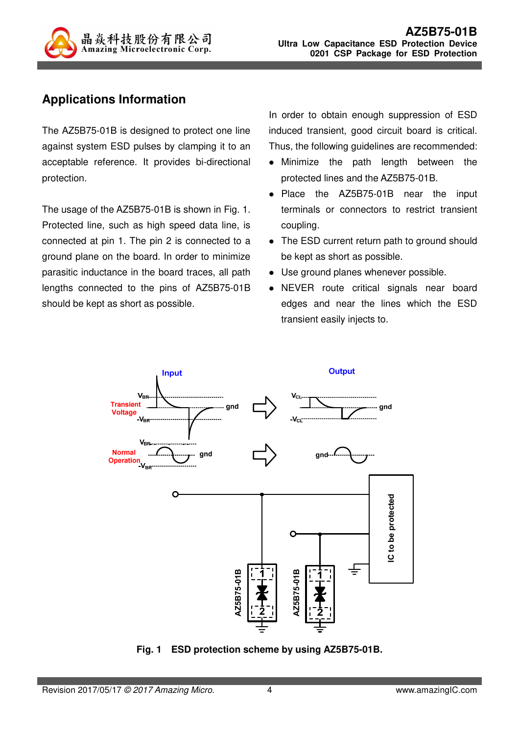## Applications Information

The AZ5B75-01B is designed to protect one line against system ESD pulses by clamping it to an acceptable reference. It provides bi-directional protection.

The usage of the AZ5B75-01B is shown in Fig. 1. Protected line, such as high speed data line, is connected at pin 1. The pin 2 is connected to a ground plane on the board. In order to minimize parasitic inductance in the board traces, all path lengths connected to the pins of AZ5B75-01B should be kept as short as possible.

In order to obtain enough suppression of ESD induced transient, good circuit board is critical. Thus, the following guidelines are recommended:

- Minimize the path length between the protected lines and the AZ5B75-01B.
- Place the AZ5B75-01B near the input terminals or connectors to restrict transient coupling.
- The ESD current return path to ground should be kept as short as possible.
- Use ground planes whenever possible.
- NEVER route critical signals near board edges and near the lines which the ESD transient easily injects to.

**Fig. 1 ESD protection scheme by using AZ5B75-01B.**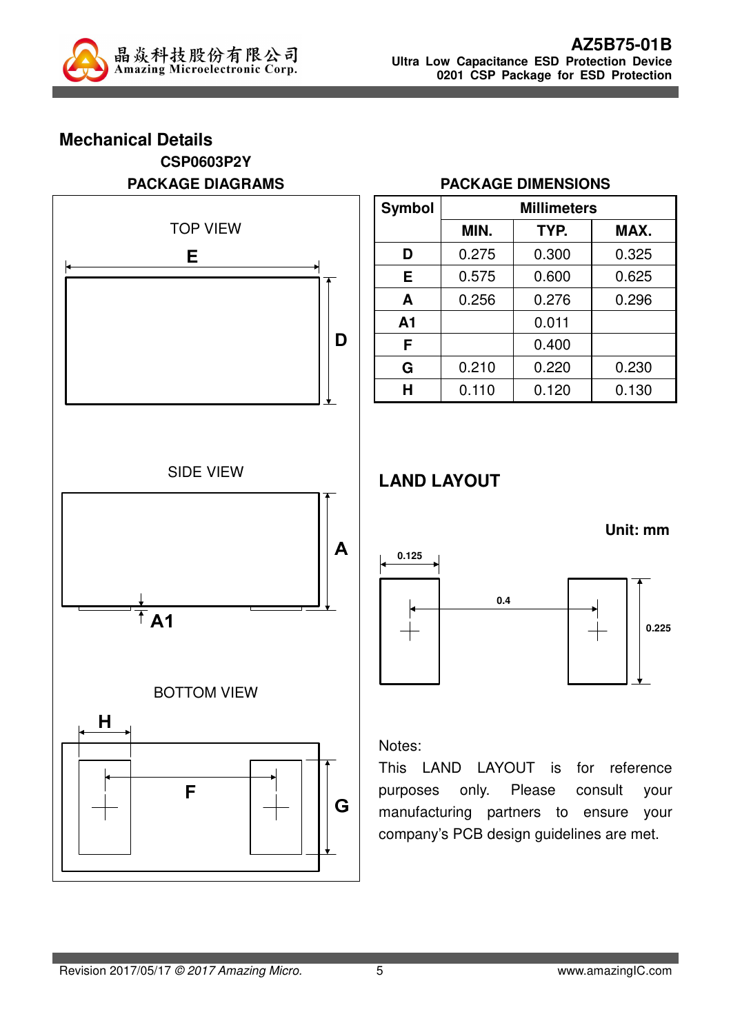## Mechanical Details

**CSP0603P2Y**

**PACKAGE DIAGRAMS**

TOP VIEW

E

D

SIDE VIEW

A

A1

BOTTOM VIEW

H

F

G

**PACKAGE DIMENSIONS**

| Symbol | Millimeters | | |
|---|---|---|---|
| | MIN. | TYP. | MAX. |
| D | 0.275 | 0.300 | 0.325 |
| E | 0.575 | 0.600 | 0.625 |
| A | 0.256 | 0.276 | 0.296 |
| A1 | | 0.011 | |
| F | | 0.400 | |
| G | 0.210 | 0.220 | 0.230 |
| H | 0.110 | 0.120 | 0.130 |

## LAND LAYOUT

**Unit: mm**

0.125

0.4

0.225

Notes:

This LAND LAYOUT is for reference purposes only. Please consult your manufacturing partners to ensure your company's PCB design guidelines are met.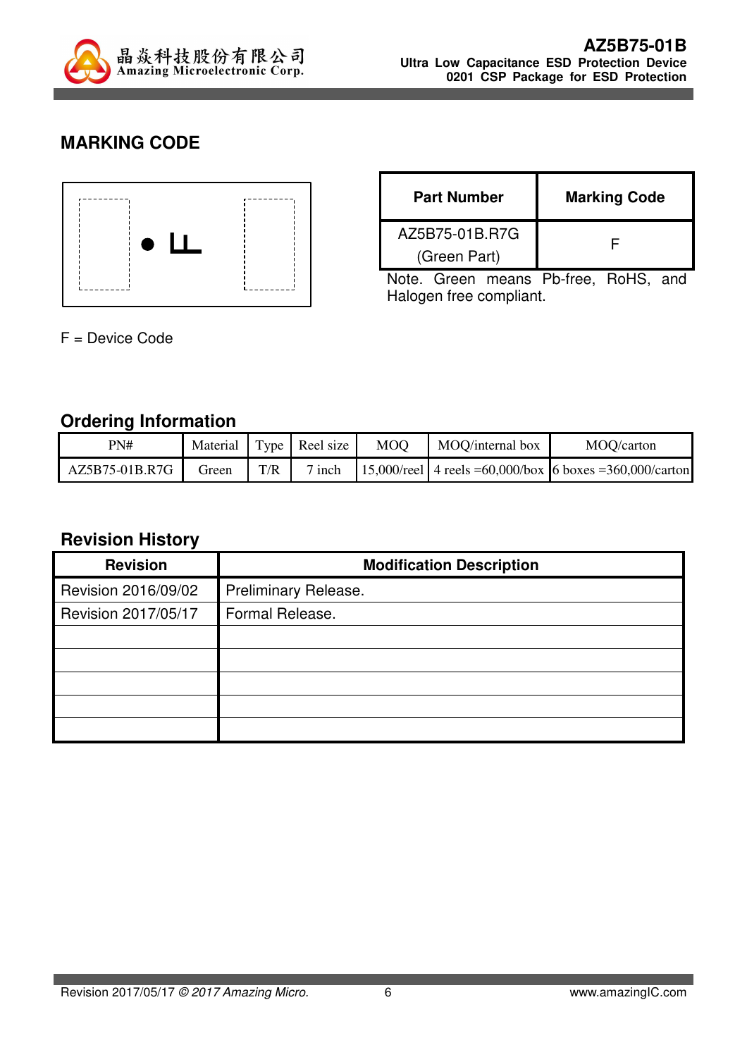## MARKING CODE

F

F = Device Code

| Part Number | Marking Code |
|---|---|
| AZ5B75-01B.R7G (Green Part) | F |

Note. Green means Pb-free, RoHS, and Halogen free compliant.

## Ordering Information

| PN# | Material | Type | Reel size | MOQ | MOQ/internal box | MOQ/carton |
|---|---|---|---|---|---|---|
| AZ5B75-01B.R7G | Green | T/R | 7 inch | 15,000/reel | 4 reels =60,000/box | 6 boxes =360,000/carton |

## Revision History

| Revision | Modification Description |
|---|---|
| Revision 2016/09/02 | Preliminary Release. |
| Revision 2017/05/17 | Formal Release. |
| | |
| | |
| | |
| | |
| | |